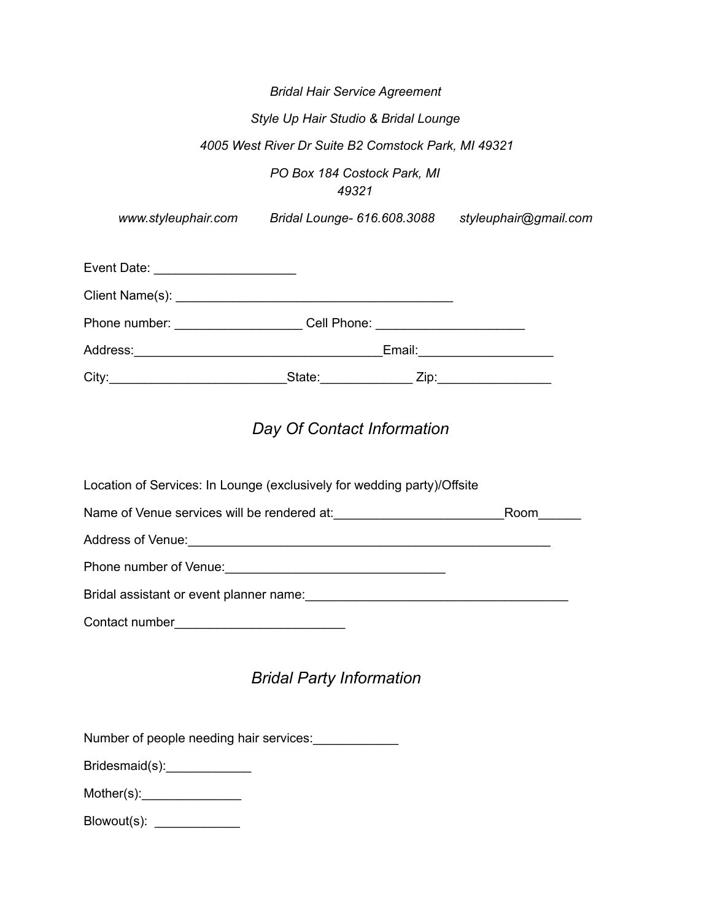*Bridal Hair Service Agreement*

*Style Up Hair Studio & Bridal Lounge*

*4005 West River Dr Suite B2 Comstock Park, MI 49321*

*PO Box 184 Costock Park, MI 49321*

*www.styleuphair.com* *Bridal Lounge- 616.608.3088* *styleuphair@gmail.com*

Event Date: ____________________

Client Name(s): _______________________________________

Phone number: __________________ Cell Phone: _____________________

Address:___________________________________Email:___________________

City:_________________________State:_____________ Zip:________________

## *Day Of Contact Information*

Location of Services: In Lounge (exclusively for wedding party)/Offsite

Name of Venue services will be rendered at:________________________Room______

Address of Venue:____________________________________________________

Phone number of Venue:_______________________________

Bridal assistant or event planner name:_____________________________________

Contact number________________________

## *Bridal Party Information*

Number of people needing hair services:____________

Bridesmaid(s):____________

Mother(s):______________

Blowout(s): ____________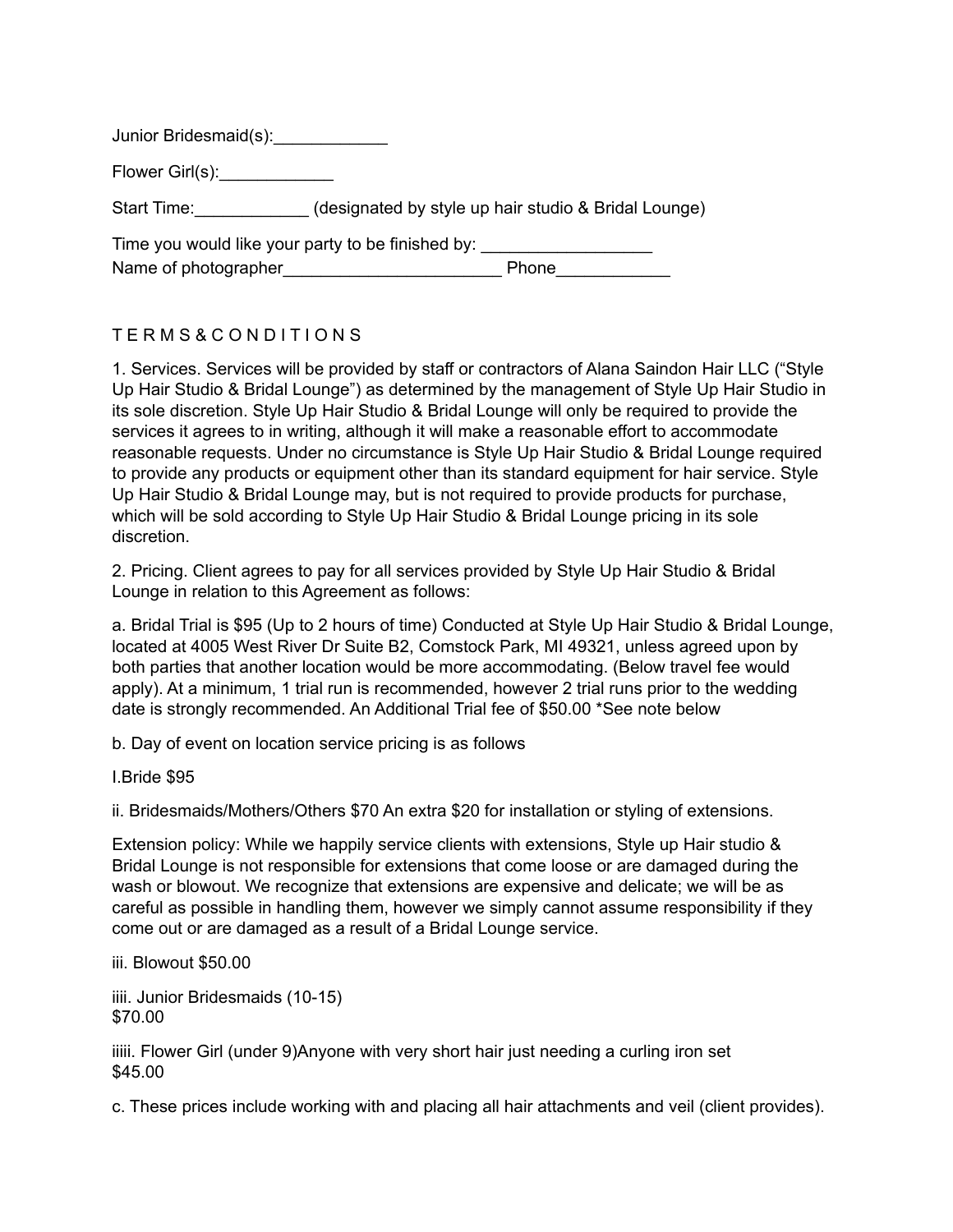Junior Bridesmaid(s):____________

Flower Girl(s):____________

Start Time:____________ (designated by style up hair studio & Bridal Lounge)

Time you would like your party to be finished by: __________________
Name of photographer_______________________ Phone____________

T E R M S & C O N D I T I O N S

1. Services. Services will be provided by staff or contractors of Alana Saindon Hair LLC ("Style Up Hair Studio & Bridal Lounge") as determined by the management of Style Up Hair Studio in its sole discretion. Style Up Hair Studio & Bridal Lounge will only be required to provide the services it agrees to in writing, although it will make a reasonable effort to accommodate reasonable requests. Under no circumstance is Style Up Hair Studio & Bridal Lounge required to provide any products or equipment other than its standard equipment for hair service. Style Up Hair Studio & Bridal Lounge may, but is not required to provide products for purchase, which will be sold according to Style Up Hair Studio & Bridal Lounge pricing in its sole discretion.

2. Pricing. Client agrees to pay for all services provided by Style Up Hair Studio & Bridal Lounge in relation to this Agreement as follows:

a. Bridal Trial is $95 (Up to 2 hours of time) Conducted at Style Up Hair Studio & Bridal Lounge, located at 4005 West River Dr Suite B2, Comstock Park, MI 49321, unless agreed upon by both parties that another location would be more accommodating. (Below travel fee would apply). At a minimum, 1 trial run is recommended, however 2 trial runs prior to the wedding date is strongly recommended. An Additional Trial fee of $50.00 *See note below

b. Day of event on location service pricing is as follows

I.Bride $95

ii. Bridesmaids/Mothers/Others $70 An extra $20 for installation or styling of extensions.

Extension policy: While we happily service clients with extensions, Style up Hair studio & Bridal Lounge is not responsible for extensions that come loose or are damaged during the wash or blowout. We recognize that extensions are expensive and delicate; we will be as careful as possible in handling them, however we simply cannot assume responsibility if they come out or are damaged as a result of a Bridal Lounge service.

iii. Blowout $50.00

iiii. Junior Bridesmaids (10-15)
$70.00

iiiii. Flower Girl (under 9)Anyone with very short hair just needing a curling iron set
$45.00

c. These prices include working with and placing all hair attachments and veil (client provides).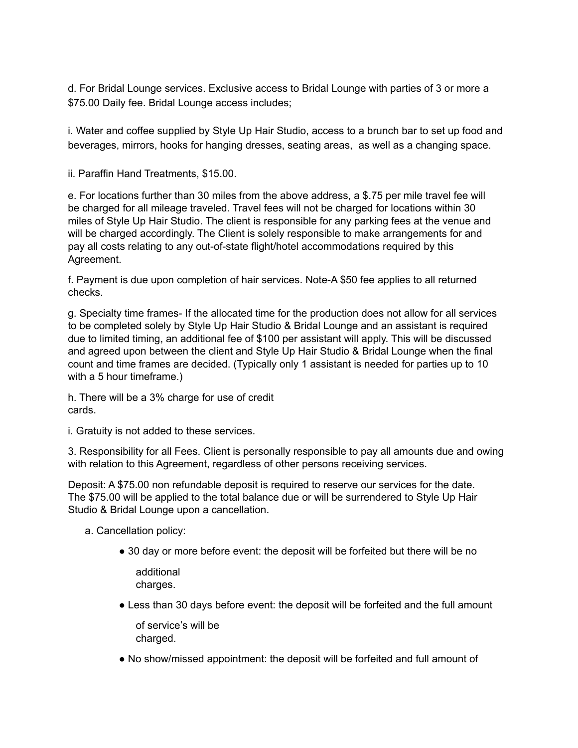d. For Bridal Lounge services. Exclusive access to Bridal Lounge with parties of 3 or more a $75.00 Daily fee. Bridal Lounge access includes;

i. Water and coffee supplied by Style Up Hair Studio, access to a brunch bar to set up food and beverages, mirrors, hooks for hanging dresses, seating areas, as well as a changing space.

ii. Paraffin Hand Treatments, $15.00.

e. For locations further than 30 miles from the above address, a $.75 per mile travel fee will be charged for all mileage traveled. Travel fees will not be charged for locations within 30 miles of Style Up Hair Studio. The client is responsible for any parking fees at the venue and will be charged accordingly. The Client is solely responsible to make arrangements for and pay all costs relating to any out-of-state flight/hotel accommodations required by this Agreement.

f. Payment is due upon completion of hair services. Note-A $50 fee applies to all returned checks.

g. Specialty time frames- If the allocated time for the production does not allow for all services to be completed solely by Style Up Hair Studio & Bridal Lounge and an assistant is required due to limited timing, an additional fee of $100 per assistant will apply. This will be discussed and agreed upon between the client and Style Up Hair Studio & Bridal Lounge when the final count and time frames are decided. (Typically only 1 assistant is needed for parties up to 10 with a 5 hour timeframe.)

h. There will be a 3% charge for use of credit cards.

i. Gratuity is not added to these services.

3. Responsibility for all Fees. Client is personally responsible to pay all amounts due and owing with relation to this Agreement, regardless of other persons receiving services.

Deposit: A $75.00 non refundable deposit is required to reserve our services for the date. The $75.00 will be applied to the total balance due or will be surrendered to Style Up Hair Studio & Bridal Lounge upon a cancellation.

a. Cancellation policy:

- 30 day or more before event: the deposit will be forfeited but there will be no additional charges.
- Less than 30 days before event: the deposit will be forfeited and the full amount of service's will be charged.
- No show/missed appointment: the deposit will be forfeited and full amount of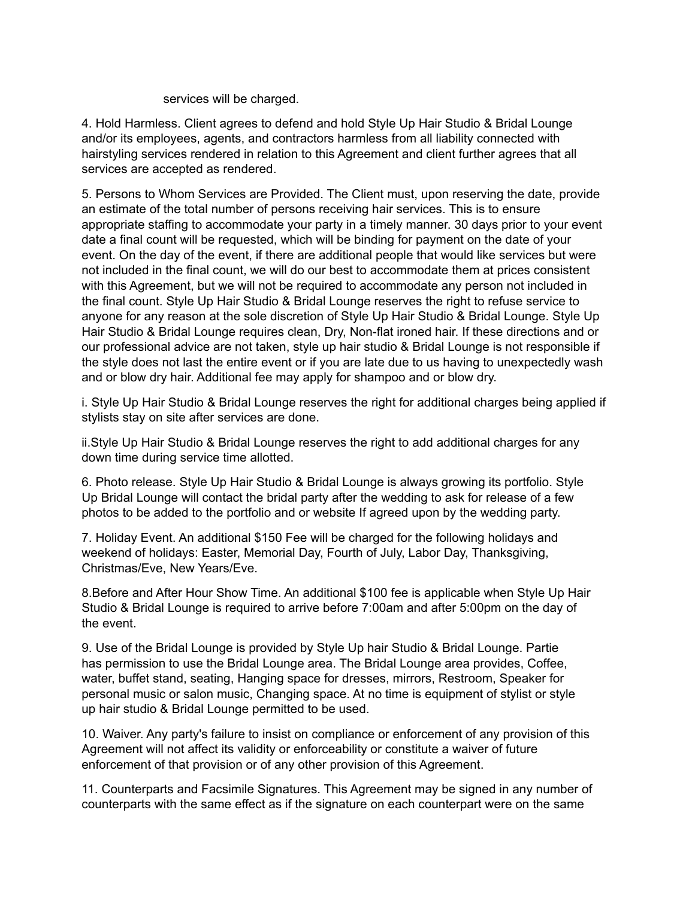services will be charged.

4. Hold Harmless. Client agrees to defend and hold Style Up Hair Studio & Bridal Lounge and/or its employees, agents, and contractors harmless from all liability connected with hairstyling services rendered in relation to this Agreement and client further agrees that all services are accepted as rendered.

5. Persons to Whom Services are Provided. The Client must, upon reserving the date, provide an estimate of the total number of persons receiving hair services. This is to ensure appropriate staffing to accommodate your party in a timely manner. 30 days prior to your event date a final count will be requested, which will be binding for payment on the date of your event. On the day of the event, if there are additional people that would like services but were not included in the final count, we will do our best to accommodate them at prices consistent with this Agreement, but we will not be required to accommodate any person not included in the final count. Style Up Hair Studio & Bridal Lounge reserves the right to refuse service to anyone for any reason at the sole discretion of Style Up Hair Studio & Bridal Lounge. Style Up Hair Studio & Bridal Lounge requires clean, Dry, Non-flat ironed hair. If these directions and or our professional advice are not taken, style up hair studio & Bridal Lounge is not responsible if the style does not last the entire event or if you are late due to us having to unexpectedly wash and or blow dry hair. Additional fee may apply for shampoo and or blow dry.

i. Style Up Hair Studio & Bridal Lounge reserves the right for additional charges being applied if stylists stay on site after services are done.

ii.Style Up Hair Studio & Bridal Lounge reserves the right to add additional charges for any down time during service time allotted.

6. Photo release. Style Up Hair Studio & Bridal Lounge is always growing its portfolio. Style Up Bridal Lounge will contact the bridal party after the wedding to ask for release of a few photos to be added to the portfolio and or website If agreed upon by the wedding party.

7. Holiday Event. An additional $150 Fee will be charged for the following holidays and weekend of holidays: Easter, Memorial Day, Fourth of July, Labor Day, Thanksgiving, Christmas/Eve, New Years/Eve.

8.Before and After Hour Show Time. An additional $100 fee is applicable when Style Up Hair Studio & Bridal Lounge is required to arrive before 7:00am and after 5:00pm on the day of the event.

9. Use of the Bridal Lounge is provided by Style Up hair Studio & Bridal Lounge. Partie has permission to use the Bridal Lounge area. The Bridal Lounge area provides, Coffee, water, buffet stand, seating, Hanging space for dresses, mirrors, Restroom, Speaker for personal music or salon music, Changing space. At no time is equipment of stylist or style up hair studio & Bridal Lounge permitted to be used.

10. Waiver. Any party's failure to insist on compliance or enforcement of any provision of this Agreement will not affect its validity or enforceability or constitute a waiver of future enforcement of that provision or of any other provision of this Agreement.

11. Counterparts and Facsimile Signatures. This Agreement may be signed in any number of counterparts with the same effect as if the signature on each counterpart were on the same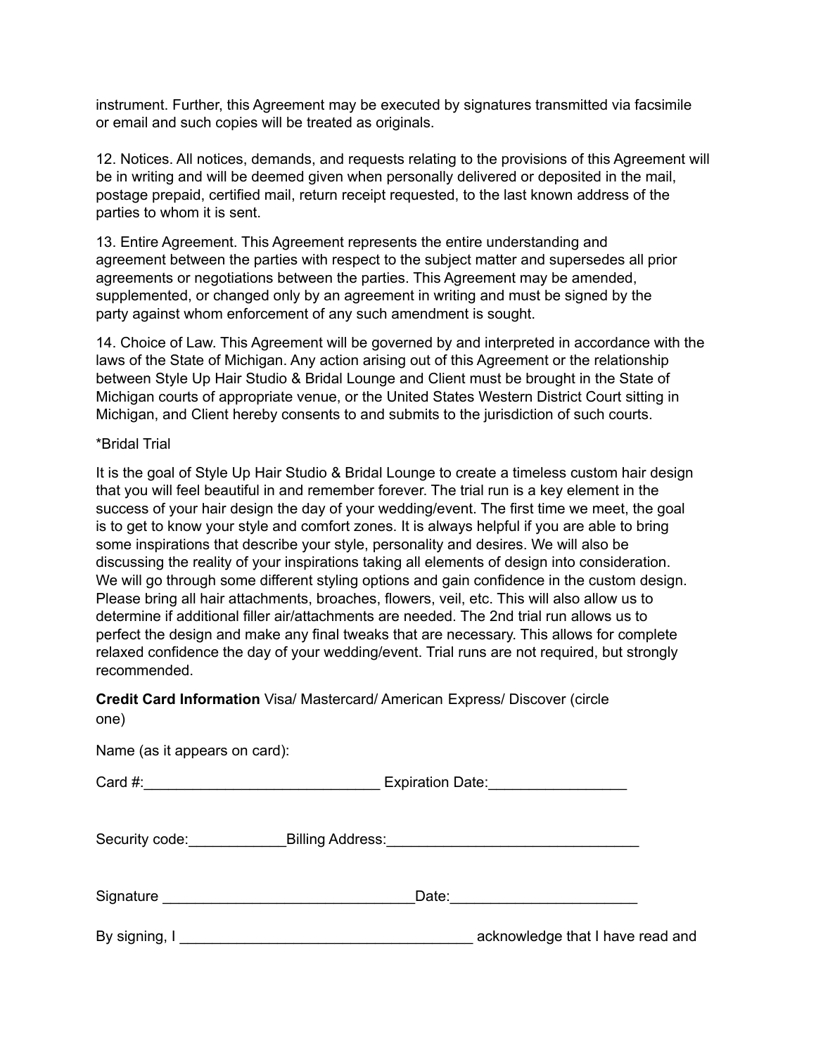instrument. Further, this Agreement may be executed by signatures transmitted via facsimile or email and such copies will be treated as originals.

12. Notices. All notices, demands, and requests relating to the provisions of this Agreement will be in writing and will be deemed given when personally delivered or deposited in the mail, postage prepaid, certified mail, return receipt requested, to the last known address of the parties to whom it is sent.

13. Entire Agreement. This Agreement represents the entire understanding and agreement between the parties with respect to the subject matter and supersedes all prior agreements or negotiations between the parties. This Agreement may be amended, supplemented, or changed only by an agreement in writing and must be signed by the party against whom enforcement of any such amendment is sought.

14. Choice of Law. This Agreement will be governed by and interpreted in accordance with the laws of the State of Michigan. Any action arising out of this Agreement or the relationship between Style Up Hair Studio & Bridal Lounge and Client must be brought in the State of Michigan courts of appropriate venue, or the United States Western District Court sitting in Michigan, and Client hereby consents to and submits to the jurisdiction of such courts.

*Bridal Trial

It is the goal of Style Up Hair Studio & Bridal Lounge to create a timeless custom hair design that you will feel beautiful in and remember forever. The trial run is a key element in the success of your hair design the day of your wedding/event. The first time we meet, the goal is to get to know your style and comfort zones. It is always helpful if you are able to bring some inspirations that describe your style, personality and desires. We will also be discussing the reality of your inspirations taking all elements of design into consideration. We will go through some different styling options and gain confidence in the custom design. Please bring all hair attachments, broaches, flowers, veil, etc. This will also allow us to determine if additional filler air/attachments are needed. The 2nd trial run allows us to perfect the design and make any final tweaks that are necessary. This allows for complete relaxed confidence the day of your wedding/event. Trial runs are not required, but strongly recommended.

**Credit Card Information** Visa/ Mastercard/ American Express/ Discover (circle one)

Name (as it appears on card):

Card #:_____________________________ Expiration Date:_________________

Security code:____________Billing Address:_______________________________

Signature ______________________________Date:______________________

By signing, I ___________________________________ acknowledge that I have read and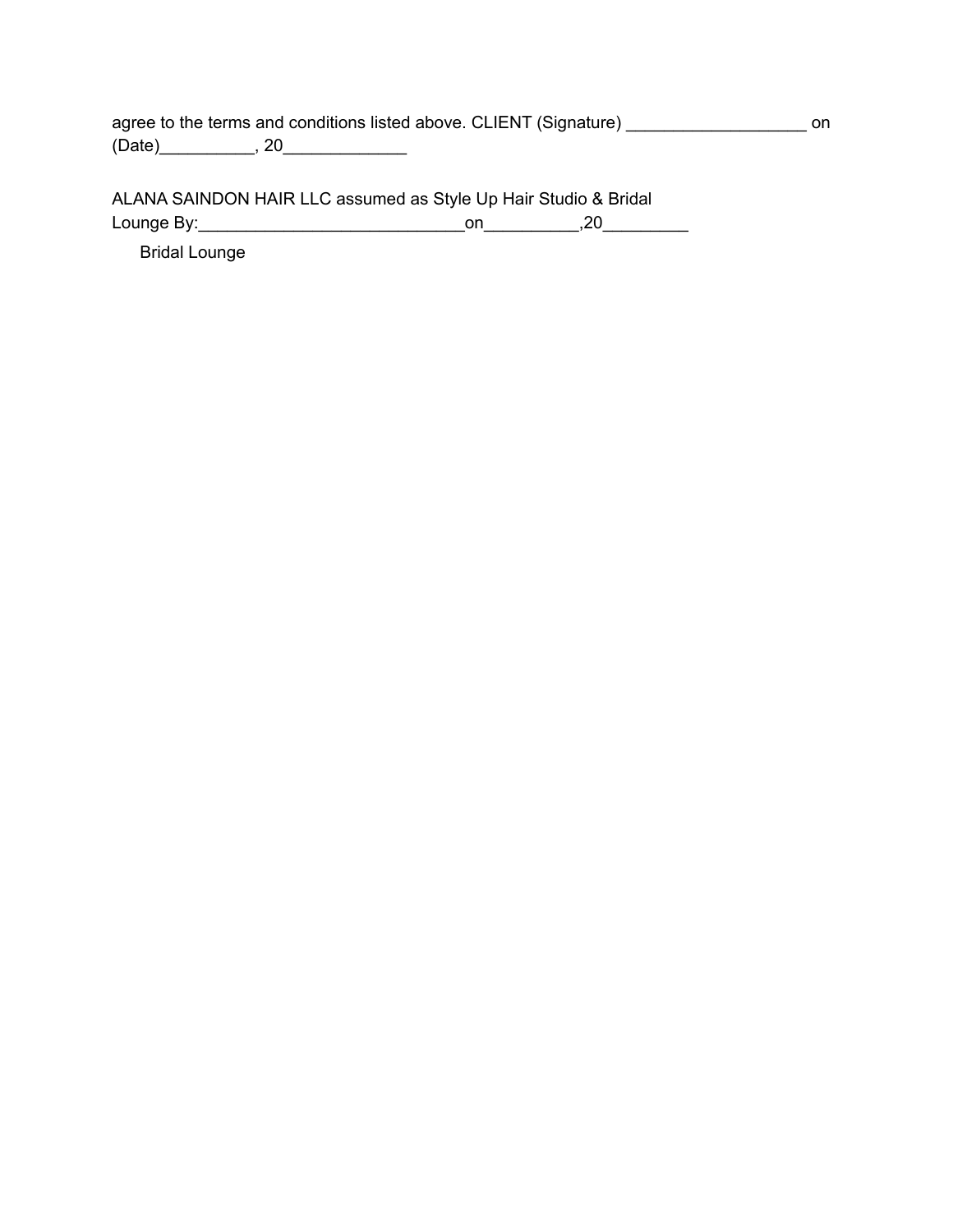agree to the terms and conditions listed above. CLIENT (Signature) ___________________ on (Date)__________, 20_____________

ALANA SAINDON HAIR LLC assumed as Style Up Hair Studio & Bridal Lounge By:____________________________on__________,20_________

Bridal Lounge